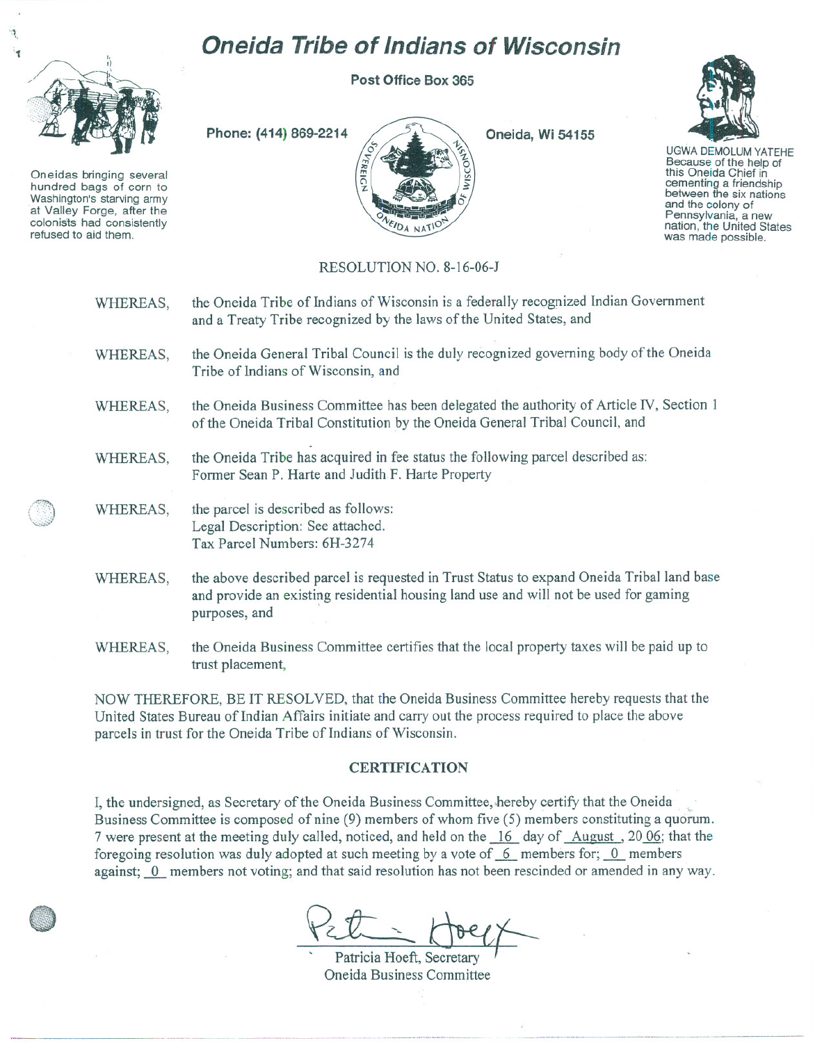# Oneida Tribe of Indians of Wisconsin

Post Office Box 365

Phone: (414) 869-2214 Oneida, Wi 54155

Oneidas bringing several hundred bags of corn to Washington's starving army at Valley Forge, after the colonists had consistently refused to aid them.

SOVEREIGN NATION OF WISCONSIN ONEIDA NATION

UGWA DEMOLUM YATEHE
Because of the help of this Oneida Chief in cementing a friendship between the six nations and the colony of Pennsylvania, a new nation, the United States was made possible.

RESOLUTION NO. 8-16-06-J

WHEREAS, the Oneida Tribe of Indians of Wisconsin is a federally recognized Indian Government and a Treaty Tribe recognized by the laws of the United States, and

WHEREAS, the Oneida General Tribal Council is the duly recognized governing body of the Oneida Tribe of Indians of Wisconsin, and

WHEREAS, the Oneida Business Committee has been delegated the authority of Article IV, Section 1 of the Oneida Tribal Constitution by the Oneida General Tribal Council, and

WHEREAS, the Oneida Tribe has acquired in fee status the following parcel described as: Former Sean P. Harte and Judith F. Harte Property

WHEREAS, the parcel is described as follows:
Legal Description: See attached.
Tax Parcel Numbers: 6H-3274

WHEREAS, the above described parcel is requested in Trust Status to expand Oneida Tribal land base and provide an existing residential housing land use and will not be used for gaming purposes, and

WHEREAS, the Oneida Business Committee certifies that the local property taxes will be paid up to trust placement,

NOW THEREFORE, BE IT RESOLVED, that the Oneida Business Committee hereby requests that the United States Bureau of Indian Affairs initiate and carry out the process required to place the above parcels in trust for the Oneida Tribe of Indians of Wisconsin.

## CERTIFICATION

I, the undersigned, as Secretary of the Oneida Business Committee, hereby certify that the Oneida Business Committee is composed of nine (9) members of whom five (5) members constituting a quorum. 7 were present at the meeting duly called, noticed, and held on the 16 day of August, 2006; that the foregoing resolution was duly adopted at such meeting by a vote of 6 members for; 0 members against; 0 members not voting; and that said resolution has not been rescinded or amended in any way.

Patricia Hoeft, Secretary
Oneida Business Committee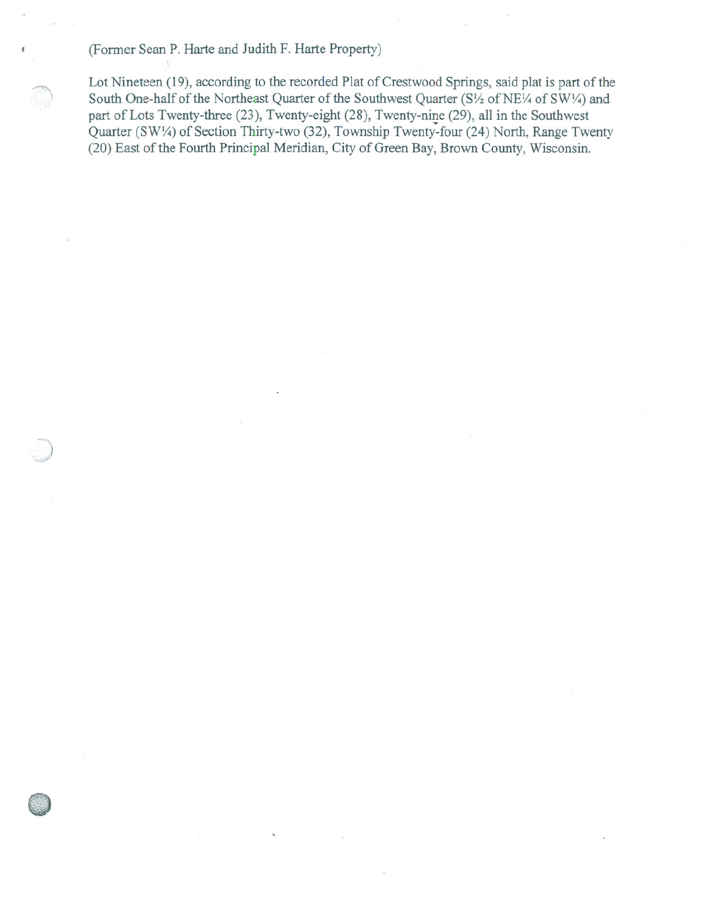(Former Sean P. Harte and Judith F. Harte Property)

Lot Nineteen (19), according to the recorded Plat of Crestwood Springs, said plat is part of the South One-half of the Northeast Quarter of the Southwest Quarter (S½ of NE¼ of SW¼) and part of Lots Twenty-three (23), Twenty-eight (28), Twenty-nine (29), all in the Southwest Quarter (SW¼) of Section Thirty-two (32), Township Twenty-four (24) North, Range Twenty (20) East of the Fourth Principal Meridian, City of Green Bay, Brown County, Wisconsin.